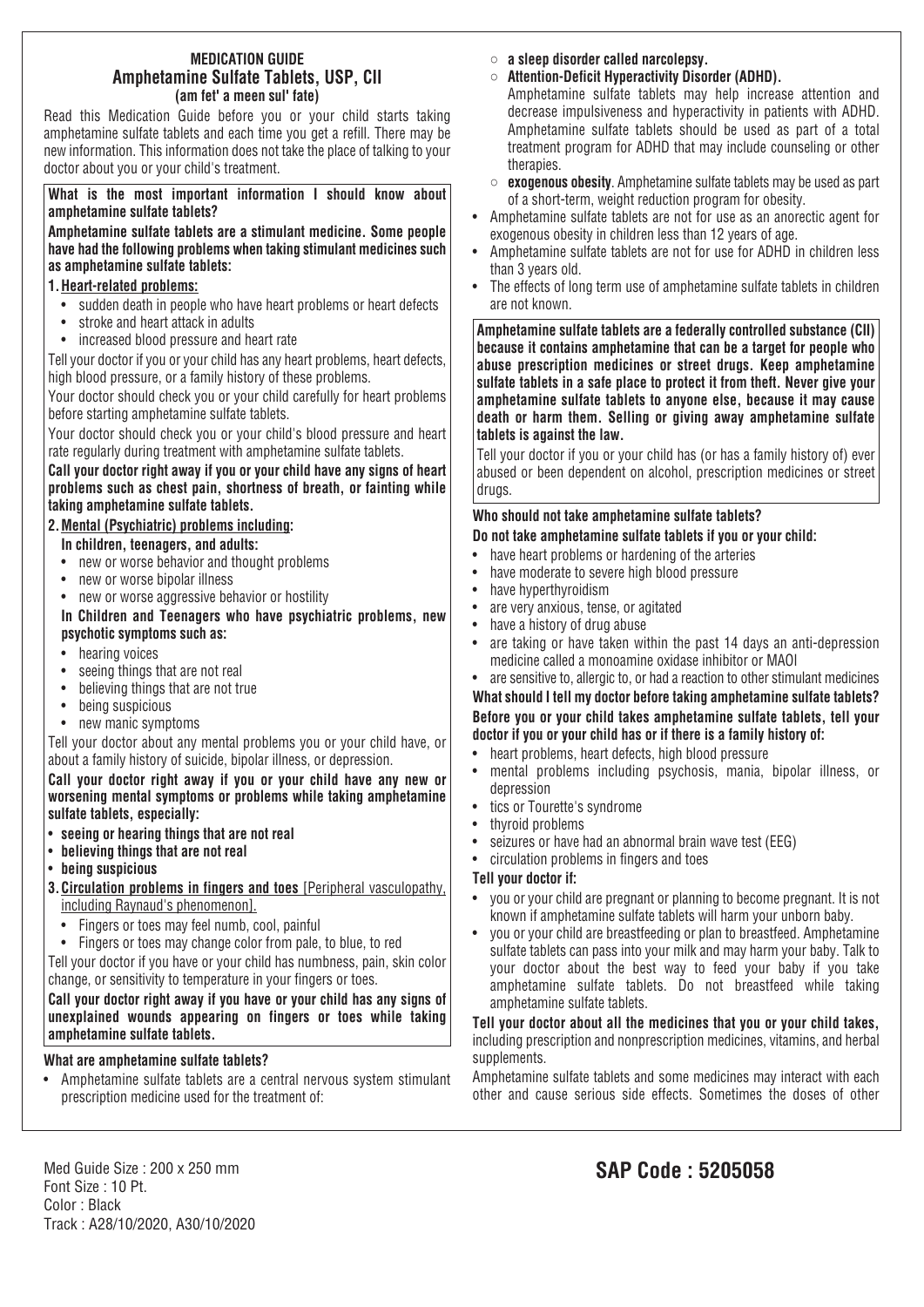# MEDICATION GUIDE
## Amphetamine Sulfate Tablets, USP, CII
**(am fet' a meen sul' fate)**

Read this Medication Guide before you or your child starts taking amphetamine sulfate tablets and each time you get a refill. There may be new information. This information does not take the place of talking to your doctor about you or your child's treatment.

### What is the most important information I should know about amphetamine sulfate tablets?

**Amphetamine sulfate tablets are a stimulant medicine. Some people have had the following problems when taking stimulant medicines such as amphetamine sulfate tablets:**

**1. Heart-related problems:**

- sudden death in people who have heart problems or heart defects
- stroke and heart attack in adults
- increased blood pressure and heart rate

Tell your doctor if you or your child has any heart problems, heart defects, high blood pressure, or a family history of these problems.

Your doctor should check you or your child carefully for heart problems before starting amphetamine sulfate tablets.

Your doctor should check you or your child's blood pressure and heart rate regularly during treatment with amphetamine sulfate tablets.

**Call your doctor right away if you or your child have any signs of heart problems such as chest pain, shortness of breath, or fainting while taking amphetamine sulfate tablets.**

**2. Mental (Psychiatric) problems including:**

**In children, teenagers, and adults:**

- new or worse behavior and thought problems
- new or worse bipolar illness
- new or worse aggressive behavior or hostility

**In Children and Teenagers who have psychiatric problems, new psychotic symptoms such as:**

- hearing voices
- seeing things that are not real
- believing things that are not true
- being suspicious
- new manic symptoms

Tell your doctor about any mental problems you or your child have, or about a family history of suicide, bipolar illness, or depression.

**Call your doctor right away if you or your child have any new or worsening mental symptoms or problems while taking amphetamine sulfate tablets, especially:**

- **seeing or hearing things that are not real**
- **believing things that are not real**
- **being suspicious**

**3. Circulation problems in fingers and toes** [Peripheral vasculopathy, including Raynaud's phenomenon].

- Fingers or toes may feel numb, cool, painful
- Fingers or toes may change color from pale, to blue, to red

Tell your doctor if you have or your child has numbness, pain, skin color change, or sensitivity to temperature in your fingers or toes.

**Call your doctor right away if you have or your child has any signs of unexplained wounds appearing on fingers or toes while taking amphetamine sulfate tablets.**

### What are amphetamine sulfate tablets?

- Amphetamine sulfate tablets are a central nervous system stimulant prescription medicine used for the treatment of:
  - **a sleep disorder called narcolepsy.**
  - **Attention-Deficit Hyperactivity Disorder (ADHD).** Amphetamine sulfate tablets may help increase attention and decrease impulsiveness and hyperactivity in patients with ADHD. Amphetamine sulfate tablets should be used as part of a total treatment program for ADHD that may include counseling or other therapies.
  - **exogenous obesity**. Amphetamine sulfate tablets may be used as part of a short-term, weight reduction program for obesity.
- Amphetamine sulfate tablets are not for use as an anorectic agent for exogenous obesity in children less than 12 years of age.
- Amphetamine sulfate tablets are not for use for ADHD in children less than 3 years old.
- The effects of long term use of amphetamine sulfate tablets in children are not known.

**Amphetamine sulfate tablets are a federally controlled substance (CII) because it contains amphetamine that can be a target for people who abuse prescription medicines or street drugs. Keep amphetamine sulfate tablets in a safe place to protect it from theft. Never give your amphetamine sulfate tablets to anyone else, because it may cause death or harm them. Selling or giving away amphetamine sulfate tablets is against the law.**

Tell your doctor if you or your child has (or has a family history of) ever abused or been dependent on alcohol, prescription medicines or street drugs.

### Who should not take amphetamine sulfate tablets?

**Do not take amphetamine sulfate tablets if you or your child:**

- have heart problems or hardening of the arteries
- have moderate to severe high blood pressure
- have hyperthyroidism
- are very anxious, tense, or agitated
- have a history of drug abuse
- are taking or have taken within the past 14 days an anti-depression medicine called a monoamine oxidase inhibitor or MAOI
- are sensitive to, allergic to, or had a reaction to other stimulant medicines

### What should I tell my doctor before taking amphetamine sulfate tablets?

**Before you or your child takes amphetamine sulfate tablets, tell your doctor if you or your child has or if there is a family history of:**

- heart problems, heart defects, high blood pressure
- mental problems including psychosis, mania, bipolar illness, or depression
- tics or Tourette's syndrome
- thyroid problems
- seizures or have had an abnormal brain wave test (EEG)
- circulation problems in fingers and toes

**Tell your doctor if:**

- you or your child are pregnant or planning to become pregnant. It is not known if amphetamine sulfate tablets will harm your unborn baby.
- you or your child are breastfeeding or plan to breastfeed. Amphetamine sulfate tablets can pass into your milk and may harm your baby. Talk to your doctor about the best way to feed your baby if you take amphetamine sulfate tablets. Do not breastfeed while taking amphetamine sulfate tablets.

**Tell your doctor about all the medicines that you or your child takes,** including prescription and nonprescription medicines, vitamins, and herbal supplements.

Amphetamine sulfate tablets and some medicines may interact with each other and cause serious side effects. Sometimes the doses of other

Med Guide Size : 200 x 250 mm
Font Size : 10 Pt.
Color : Black
Track : A28/10/2020, A30/10/2020

**SAP Code : 5205058**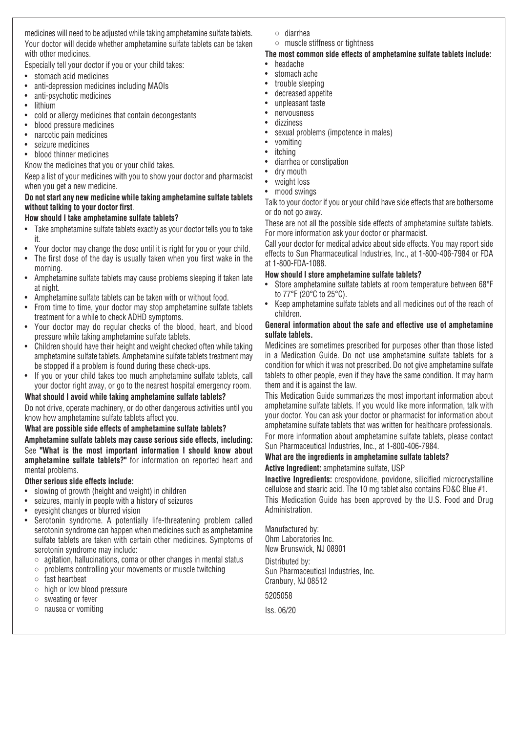medicines will need to be adjusted while taking amphetamine sulfate tablets. Your doctor will decide whether amphetamine sulfate tablets can be taken with other medicines.

Especially tell your doctor if you or your child takes:

- stomach acid medicines
- anti-depression medicines including MAOIs
- anti-psychotic medicines
- lithium
- cold or allergy medicines that contain decongestants
- blood pressure medicines
- narcotic pain medicines
- seizure medicines
- blood thinner medicines

Know the medicines that you or your child takes.

Keep a list of your medicines with you to show your doctor and pharmacist when you get a new medicine.

**Do not start any new medicine while taking amphetamine sulfate tablets without talking to your doctor first**.

**How should I take amphetamine sulfate tablets?**

- Take amphetamine sulfate tablets exactly as your doctor tells you to take it.
- Your doctor may change the dose until it is right for you or your child.
- The first dose of the day is usually taken when you first wake in the morning.
- Amphetamine sulfate tablets may cause problems sleeping if taken late at night.
- Amphetamine sulfate tablets can be taken with or without food.
- From time to time, your doctor may stop amphetamine sulfate tablets treatment for a while to check ADHD symptoms.
- Your doctor may do regular checks of the blood, heart, and blood pressure while taking amphetamine sulfate tablets.
- Children should have their height and weight checked often while taking amphetamine sulfate tablets. Amphetamine sulfate tablets treatment may be stopped if a problem is found during these check-ups.
- If you or your child takes too much amphetamine sulfate tablets, call your doctor right away, or go to the nearest hospital emergency room.

**What should I avoid while taking amphetamine sulfate tablets?**

Do not drive, operate machinery, or do other dangerous activities until you know how amphetamine sulfate tablets affect you.

**What are possible side effects of amphetamine sulfate tablets?**

**Amphetamine sulfate tablets may cause serious side effects, including:** See **"What is the most important information I should know about amphetamine sulfate tablets?"** for information on reported heart and mental problems.

**Other serious side effects include:**

- slowing of growth (height and weight) in children
- seizures, mainly in people with a history of seizures
- eyesight changes or blurred vision
- Serotonin syndrome. A potentially life-threatening problem called serotonin syndrome can happen when medicines such as amphetamine sulfate tablets are taken with certain other medicines. Symptoms of serotonin syndrome may include:
  - agitation, hallucinations, coma or other changes in mental status
  - problems controlling your movements or muscle twitching
  - fast heartbeat
  - high or low blood pressure
  - sweating or fever
  - nausea or vomiting
  - diarrhea
  - muscle stiffness or tightness

**The most common side effects of amphetamine sulfate tablets include:**

- headache
- stomach ache
- trouble sleeping
- decreased appetite
- unpleasant taste
- nervousness
- dizziness
- sexual problems (impotence in males)
- vomiting
- itching
- diarrhea or constipation
- dry mouth
- weight loss
- mood swings

Talk to your doctor if you or your child have side effects that are bothersome or do not go away.

These are not all the possible side effects of amphetamine sulfate tablets. For more information ask your doctor or pharmacist.

Call your doctor for medical advice about side effects. You may report side effects to Sun Pharmaceutical Industries, Inc., at 1-800-406-7984 or FDA at 1-800-FDA-1088.

**How should I store amphetamine sulfate tablets?**

- Store amphetamine sulfate tablets at room temperature between 68°F to 77°F (20°C to 25°C).
- Keep amphetamine sulfate tablets and all medicines out of the reach of children.

**General information about the safe and effective use of amphetamine sulfate tablets.**

Medicines are sometimes prescribed for purposes other than those listed in a Medication Guide. Do not use amphetamine sulfate tablets for a condition for which it was not prescribed. Do not give amphetamine sulfate tablets to other people, even if they have the same condition. It may harm them and it is against the law.

This Medication Guide summarizes the most important information about amphetamine sulfate tablets. If you would like more information, talk with your doctor. You can ask your doctor or pharmacist for information about amphetamine sulfate tablets that was written for healthcare professionals.

For more information about amphetamine sulfate tablets, please contact Sun Pharmaceutical Industries, Inc., at 1-800-406-7984.

**What are the ingredients in amphetamine sulfate tablets?**

**Active Ingredient:** amphetamine sulfate, USP

**Inactive Ingredients:** crospovidone, povidone, silicified microcrystalline cellulose and stearic acid. The 10 mg tablet also contains FD&C Blue #1.

This Medication Guide has been approved by the U.S. Food and Drug Administration.

Manufactured by:
Ohm Laboratories Inc.
New Brunswick, NJ 08901

Distributed by:
Sun Pharmaceutical Industries, Inc.
Cranbury, NJ 08512

5205058

Iss. 06/20